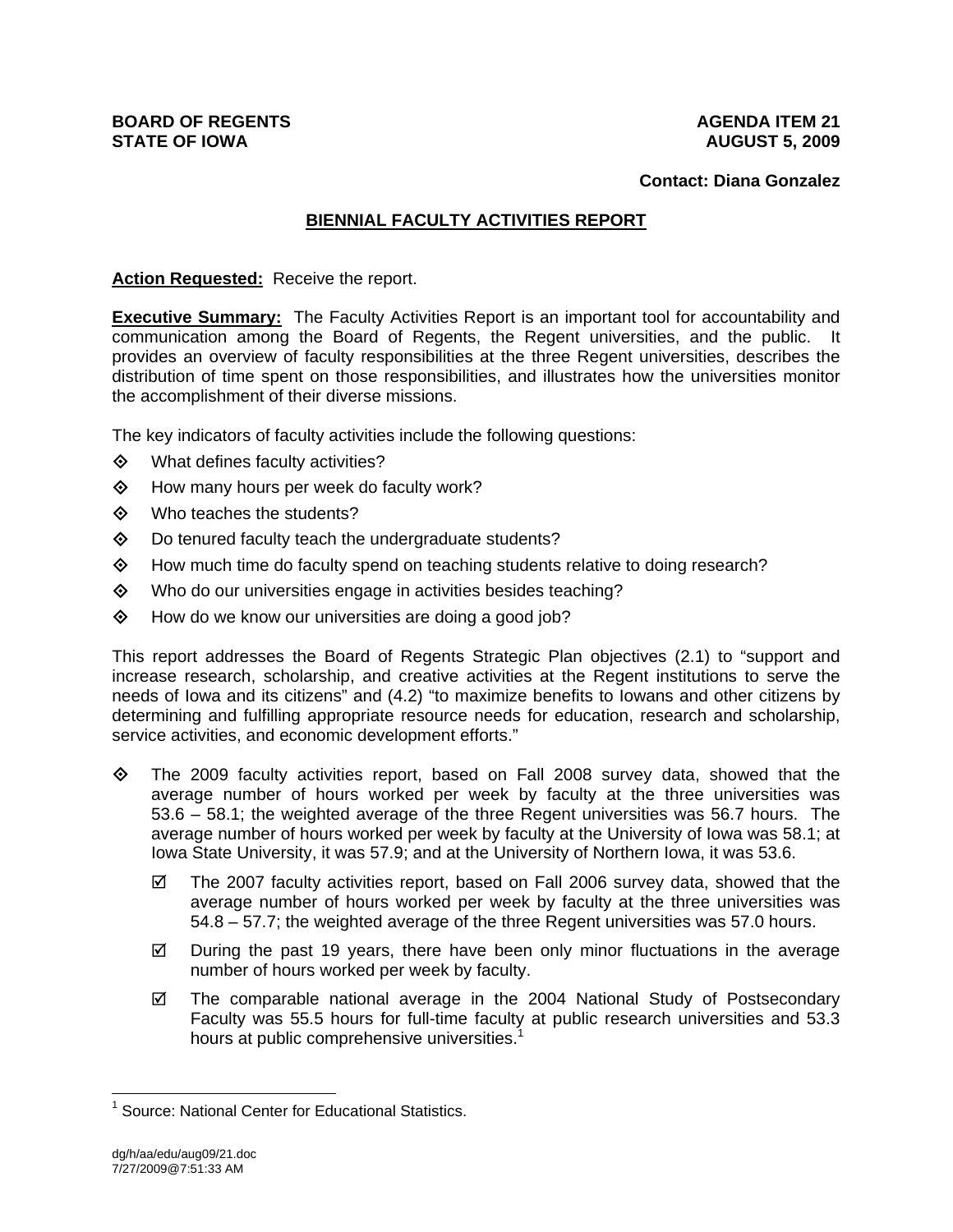**BOARD OF REGENTS**
**STATE OF IOWA**

**AGENDA ITEM 21**
**AUGUST 5, 2009**

**Contact: Diana Gonzalez**

# BIENNIAL FACULTY ACTIVITIES REPORT

**Action Requested:** Receive the report.

**Executive Summary:** The Faculty Activities Report is an important tool for accountability and communication among the Board of Regents, the Regent universities, and the public. It provides an overview of faculty responsibilities at the three Regent universities, describes the distribution of time spent on those responsibilities, and illustrates how the universities monitor the accomplishment of their diverse missions.

The key indicators of faculty activities include the following questions:

- What defines faculty activities?
- How many hours per week do faculty work?
- Who teaches the students?
- Do tenured faculty teach the undergraduate students?
- How much time do faculty spend on teaching students relative to doing research?
- Who do our universities engage in activities besides teaching?
- How do we know our universities are doing a good job?

This report addresses the Board of Regents Strategic Plan objectives (2.1) to "support and increase research, scholarship, and creative activities at the Regent institutions to serve the needs of Iowa and its citizens" and (4.2) "to maximize benefits to Iowans and other citizens by determining and fulfilling appropriate resource needs for education, research and scholarship, service activities, and economic development efforts."

- The 2009 faculty activities report, based on Fall 2008 survey data, showed that the average number of hours worked per week by faculty at the three universities was 53.6 – 58.1; the weighted average of the three Regent universities was 56.7 hours. The average number of hours worked per week by faculty at the University of Iowa was 58.1; at Iowa State University, it was 57.9; and at the University of Northern Iowa, it was 53.6.
  - ☑ The 2007 faculty activities report, based on Fall 2006 survey data, showed that the average number of hours worked per week by faculty at the three universities was 54.8 – 57.7; the weighted average of the three Regent universities was 57.0 hours.
  - ☑ During the past 19 years, there have been only minor fluctuations in the average number of hours worked per week by faculty.
  - ☑ The comparable national average in the 2004 National Study of Postsecondary Faculty was 55.5 hours for full-time faculty at public research universities and 53.3 hours at public comprehensive universities.[1]

[1] Source: National Center for Educational Statistics.

dg/h/aa/edu/aug09/21.doc
7/27/2009@7:51:33 AM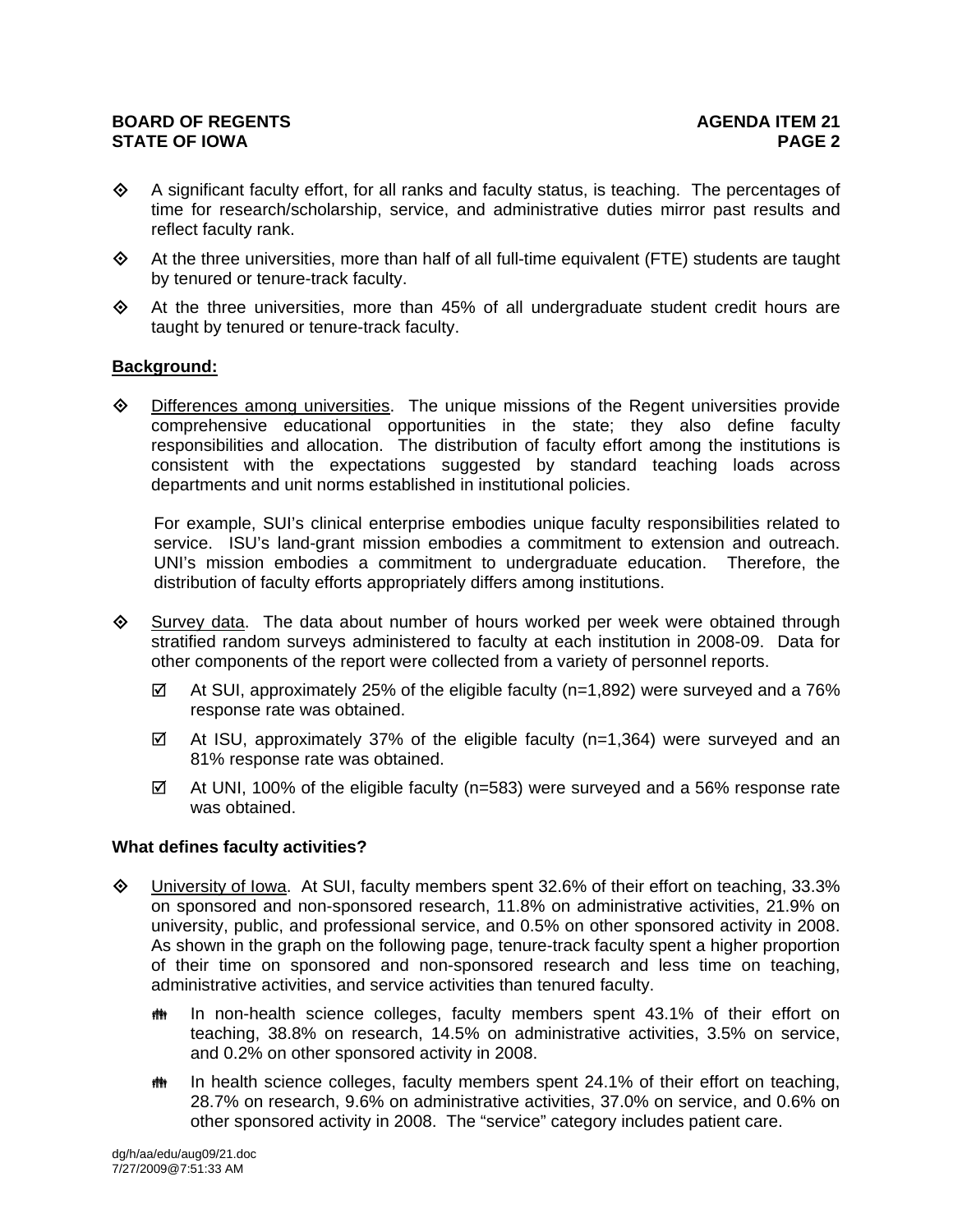- A significant faculty effort, for all ranks and faculty status, is teaching. The percentages of time for research/scholarship, service, and administrative duties mirror past results and reflect faculty rank.
- At the three universities, more than half of all full-time equivalent (FTE) students are taught by tenured or tenure-track faculty.
- At the three universities, more than 45% of all undergraduate student credit hours are taught by tenured or tenure-track faculty.

**Background:**

- Differences among universities. The unique missions of the Regent universities provide comprehensive educational opportunities in the state; they also define faculty responsibilities and allocation. The distribution of faculty effort among the institutions is consistent with the expectations suggested by standard teaching loads across departments and unit norms established in institutional policies.

  For example, SUI's clinical enterprise embodies unique faculty responsibilities related to service. ISU's land-grant mission embodies a commitment to extension and outreach. UNI's mission embodies a commitment to undergraduate education. Therefore, the distribution of faculty efforts appropriately differs among institutions.

- Survey data. The data about number of hours worked per week were obtained through stratified random surveys administered to faculty at each institution in 2008-09. Data for other components of the report were collected from a variety of personnel reports.
  - At SUI, approximately 25% of the eligible faculty (n=1,892) were surveyed and a 76% response rate was obtained.
  - At ISU, approximately 37% of the eligible faculty (n=1,364) were surveyed and an 81% response rate was obtained.
  - At UNI, 100% of the eligible faculty (n=583) were surveyed and a 56% response rate was obtained.

**What defines faculty activities?**

- University of Iowa. At SUI, faculty members spent 32.6% of their effort on teaching, 33.3% on sponsored and non-sponsored research, 11.8% on administrative activities, 21.9% on university, public, and professional service, and 0.5% on other sponsored activity in 2008. As shown in the graph on the following page, tenure-track faculty spent a higher proportion of their time on sponsored and non-sponsored research and less time on teaching, administrative activities, and service activities than tenured faculty.
  - In non-health science colleges, faculty members spent 43.1% of their effort on teaching, 38.8% on research, 14.5% on administrative activities, 3.5% on service, and 0.2% on other sponsored activity in 2008.
  - In health science colleges, faculty members spent 24.1% of their effort on teaching, 28.7% on research, 9.6% on administrative activities, 37.0% on service, and 0.6% on other sponsored activity in 2008. The "service" category includes patient care.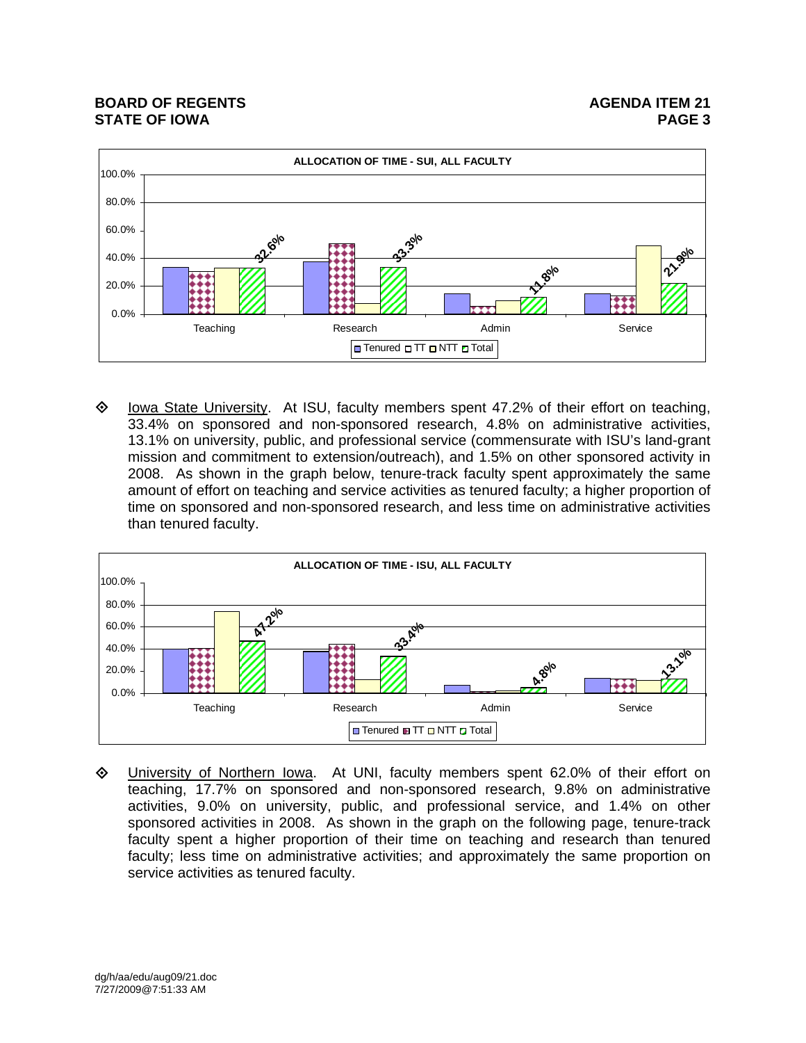**ALLOCATION OF TIME - SUI, ALL FACULTY**

| | Teaching | Research | Admin | Service |
|---|---|---|---|---|
| Total | 32.6% | 33.3% | 11.8% | 21.9% |

Tenured ▫ TT ▫ NTT ▫ Total

- Iowa State University. At ISU, faculty members spent 47.2% of their effort on teaching, 33.4% on sponsored and non-sponsored research, 4.8% on administrative activities, 13.1% on university, public, and professional service (commensurate with ISU's land-grant mission and commitment to extension/outreach), and 1.5% on other sponsored activity in 2008. As shown in the graph below, tenure-track faculty spent approximately the same amount of effort on teaching and service activities as tenured faculty; a higher proportion of time on sponsored and non-sponsored research, and less time on administrative activities than tenured faculty.

**ALLOCATION OF TIME - ISU, ALL FACULTY**

| | Teaching | Research | Admin | Service |
|---|---|---|---|---|
| Total | 47.2% | 33.4% | 4.8% | 13.1% |

Tenured ▫ TT ▫ NTT ▫ Total

- University of Northern Iowa. At UNI, faculty members spent 62.0% of their effort on teaching, 17.7% on sponsored and non-sponsored research, 9.8% on administrative activities, 9.0% on university, public, and professional service, and 1.4% on other sponsored activities in 2008. As shown in the graph on the following page, tenure-track faculty spent a higher proportion of their time on teaching and research than tenured faculty; less time on administrative activities; and approximately the same proportion on service activities as tenured faculty.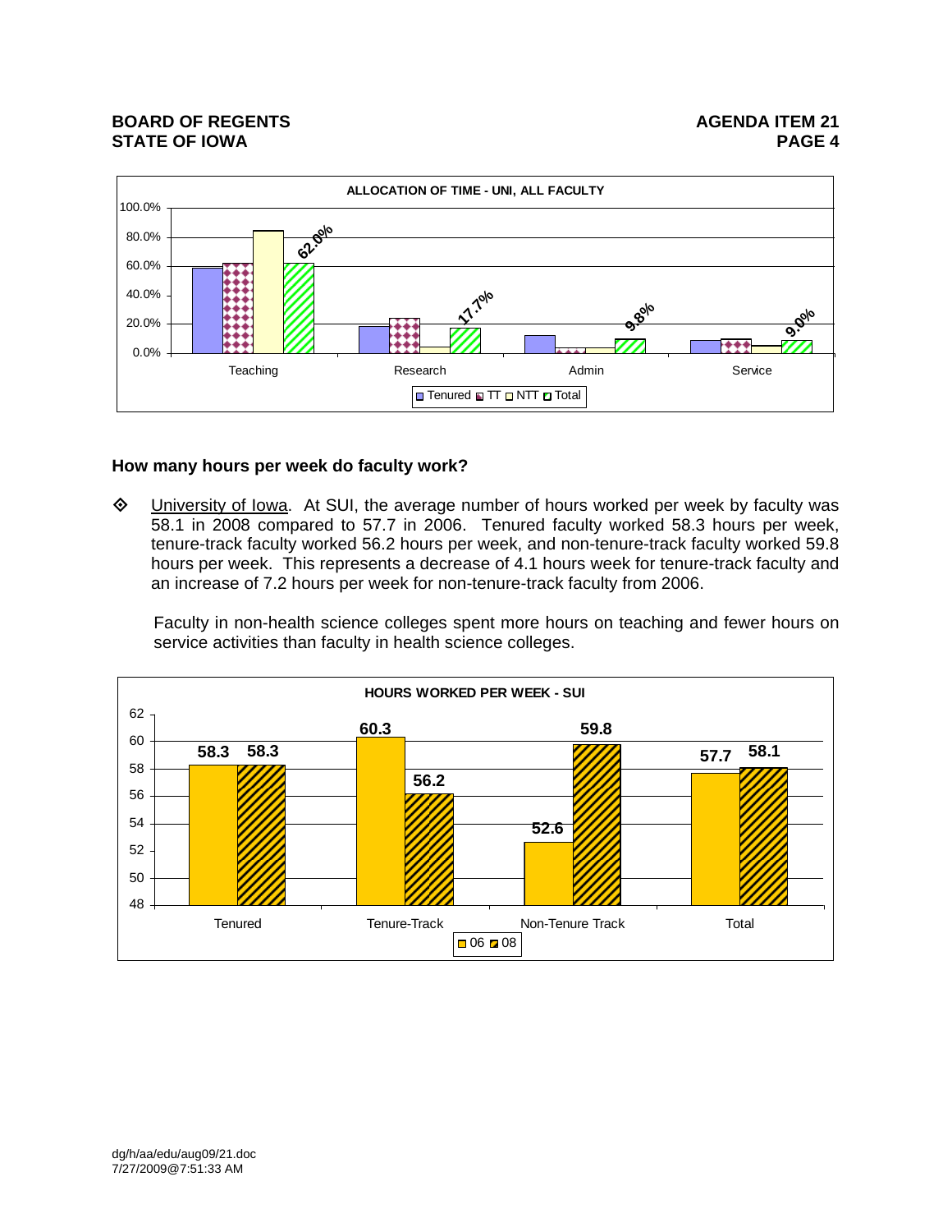**ALLOCATION OF TIME - UNI, ALL FACULTY**

| | Tenured | TT | NTT | Total |
|---|---|---|---|---|
| Teaching | | | | 62.0% |
| Research | | | | 17.7% |
| Admin | | | | 9.8% |
| Service | | | | 9.0% |

## How many hours per week do faculty work?

- University of Iowa. At SUI, the average number of hours worked per week by faculty was 58.1 in 2008 compared to 57.7 in 2006. Tenured faculty worked 58.3 hours per week, tenure-track faculty worked 56.2 hours per week, and non-tenure-track faculty worked 59.8 hours per week. This represents a decrease of 4.1 hours week for tenure-track faculty and an increase of 7.2 hours per week for non-tenure-track faculty from 2006.

  Faculty in non-health science colleges spent more hours on teaching and fewer hours on service activities than faculty in health science colleges.

**HOURS WORKED PER WEEK - SUI**

| | 06 | 08 |
|---|---|---|
| Tenured | 58.3 | 58.3 |
| Tenure-Track | 60.3 | 56.2 |
| Non-Tenure Track | 52.6 | 59.8 |
| Total | 57.7 | 58.1 |

dg/h/aa/edu/aug09/21.doc
7/27/2009@7:51:33 AM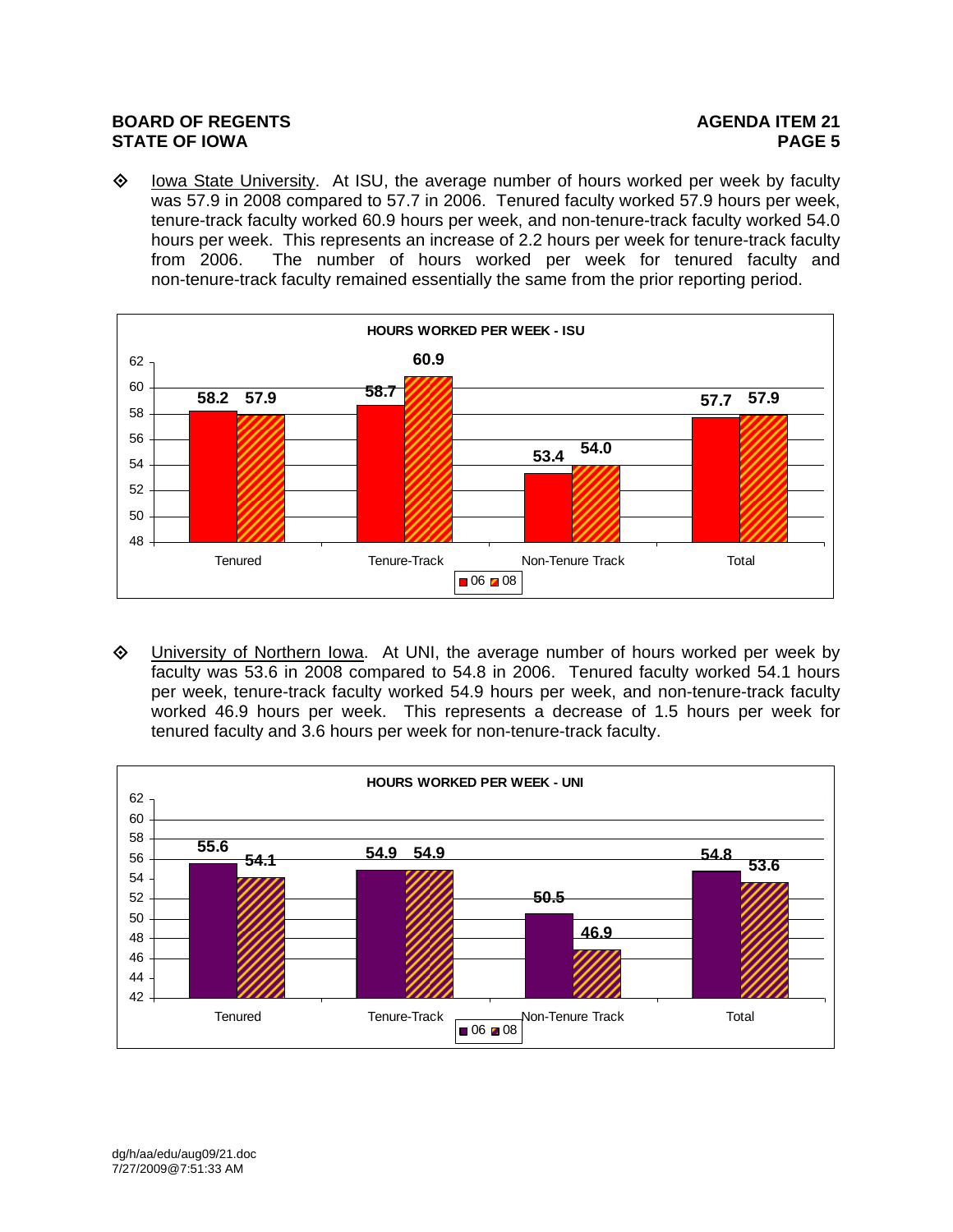- Iowa State University. At ISU, the average number of hours worked per week by faculty was 57.9 in 2008 compared to 57.7 in 2006. Tenured faculty worked 57.9 hours per week, tenure-track faculty worked 60.9 hours per week, and non-tenure-track faculty worked 54.0 hours per week. This represents an increase of 2.2 hours per week for tenure-track faculty from 2006. The number of hours worked per week for tenured faculty and non-tenure-track faculty remained essentially the same from the prior reporting period.

**HOURS WORKED PER WEEK - ISU**

| | 06 | 08 |
|---|---|---|
| Tenured | 58.2 | 57.9 |
| Tenure-Track | 58.7 | 60.9 |
| Non-Tenure Track | 53.4 | 54.0 |
| Total | 57.7 | 57.9 |

- University of Northern Iowa. At UNI, the average number of hours worked per week by faculty was 53.6 in 2008 compared to 54.8 in 2006. Tenured faculty worked 54.1 hours per week, tenure-track faculty worked 54.9 hours per week, and non-tenure-track faculty worked 46.9 hours per week. This represents a decrease of 1.5 hours per week for tenured faculty and 3.6 hours per week for non-tenure-track faculty.

**HOURS WORKED PER WEEK - UNI**

| | 06 | 08 |
|---|---|---|
| Tenured | 55.6 | 54.1 |
| Tenure-Track | 54.9 | 54.9 |
| Non-Tenure Track | 50.5 | 46.9 |
| Total | 54.8 | 53.6 |

dg/h/aa/edu/aug09/21.doc
7/27/2009@7:51:33 AM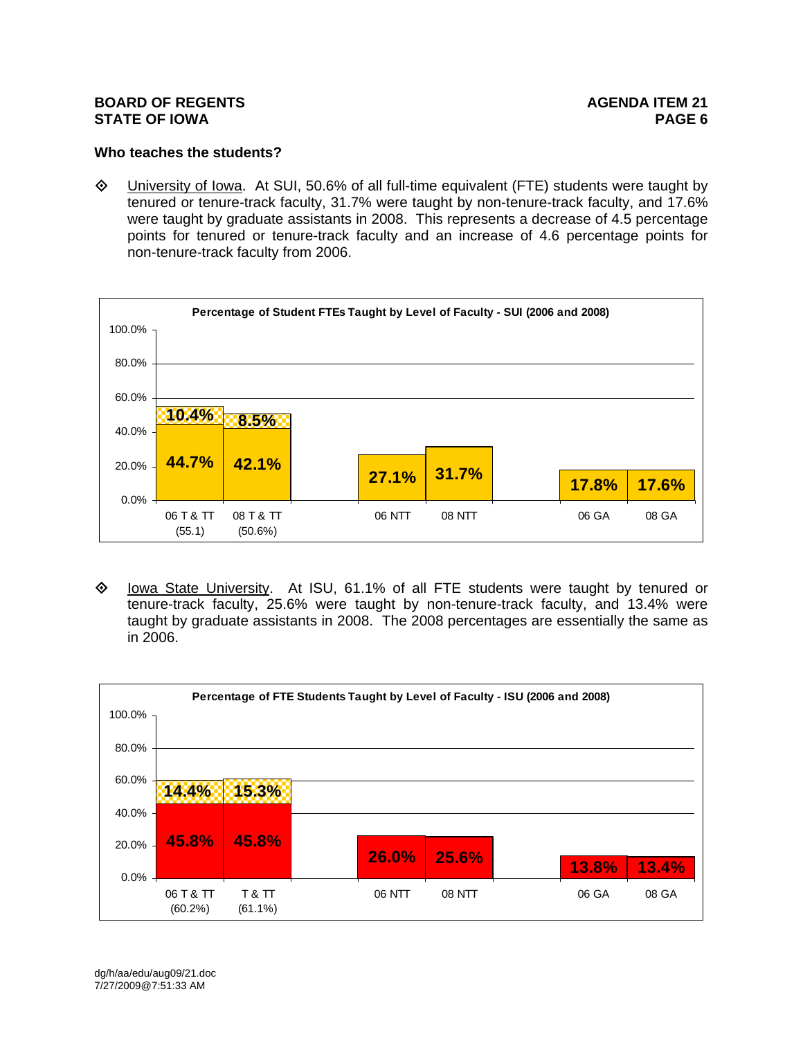## Who teaches the students?

- University of Iowa. At SUI, 50.6% of all full-time equivalent (FTE) students were taught by tenured or tenure-track faculty, 31.7% were taught by non-tenure-track faculty, and 17.6% were taught by graduate assistants in 2008. This represents a decrease of 4.5 percentage points for tenured or tenure-track faculty and an increase of 4.6 percentage points for non-tenure-track faculty from 2006.

**Percentage of Student FTEs Taught by Level of Faculty - SUI (2006 and 2008)**

| | 06 T & TT (55.1) | 08 T & TT (50.6%) | 06 NTT | 08 NTT | 06 GA | 08 GA |
|---|---|---|---|---|---|---|
| Lower segment | 44.7% | 42.1% | 27.1% | 31.7% | 17.8% | 17.6% |
| Upper segment | 10.4% | 8.5% | | | | |

- Iowa State University. At ISU, 61.1% of all FTE students were taught by tenured or tenure-track faculty, 25.6% were taught by non-tenure-track faculty, and 13.4% were taught by graduate assistants in 2008. The 2008 percentages are essentially the same as in 2006.

**Percentage of FTE Students Taught by Level of Faculty - ISU (2006 and 2008)**

| | 06 T & TT (60.2%) | T & TT (61.1%) | 06 NTT | 08 NTT | 06 GA | 08 GA |
|---|---|---|---|---|---|---|
| Lower segment | 45.8% | 45.8% | 26.0% | 25.6% | 13.8% | 13.4% |
| Upper segment | 14.4% | 15.3% | | | | |

dg/h/aa/edu/aug09/21.doc
7/27/2009@7:51:33 AM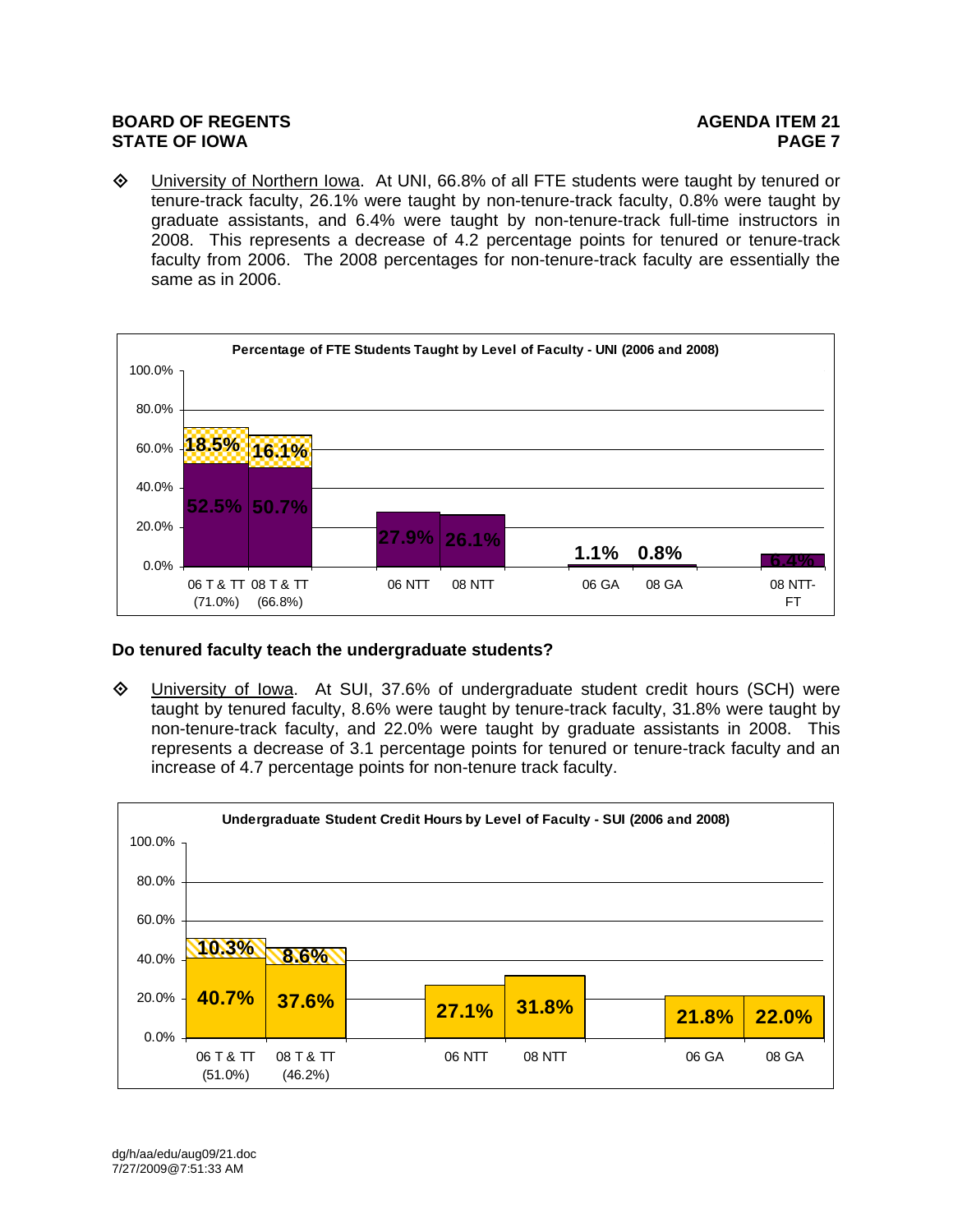- University of Northern Iowa. At UNI, 66.8% of all FTE students were taught by tenured or tenure-track faculty, 26.1% were taught by non-tenure-track faculty, 0.8% were taught by graduate assistants, and 6.4% were taught by non-tenure-track full-time instructors in 2008. This represents a decrease of 4.2 percentage points for tenured or tenure-track faculty from 2006. The 2008 percentages for non-tenure-track faculty are essentially the same as in 2006.

**Percentage of FTE Students Taught by Level of Faculty - UNI (2006 and 2008)**

| | 06 T & TT (71.0%) | 08 T & TT (66.8%) | 06 NTT | 08 NTT | 06 GA | 08 GA | 08 NTT-FT |
|---|---|---|---|---|---|---|---|
| Tenured | 52.5% | 50.7% | | | | | |
| Tenure-track | 18.5% | 16.1% | | | | | |
| Total | | | 27.9% | 26.1% | 1.1% | 0.8% | 6.4% |

### Do tenured faculty teach the undergraduate students?

- University of Iowa. At SUI, 37.6% of undergraduate student credit hours (SCH) were taught by tenured faculty, 8.6% were taught by tenure-track faculty, 31.8% were taught by non-tenure-track faculty, and 22.0% were taught by graduate assistants in 2008. This represents a decrease of 3.1 percentage points for tenured or tenure-track faculty and an increase of 4.7 percentage points for non-tenure track faculty.

**Undergraduate Student Credit Hours by Level of Faculty - SUI (2006 and 2008)**

| | 06 T & TT (51.0%) | 08 T & TT (46.2%) | 06 NTT | 08 NTT | 06 GA | 08 GA |
|---|---|---|---|---|---|---|
| Tenured | 40.7% | 37.6% | | | | |
| Tenure-track | 10.3% | 8.6% | | | | |
| Total | | | 27.1% | 31.8% | 21.8% | 22.0% |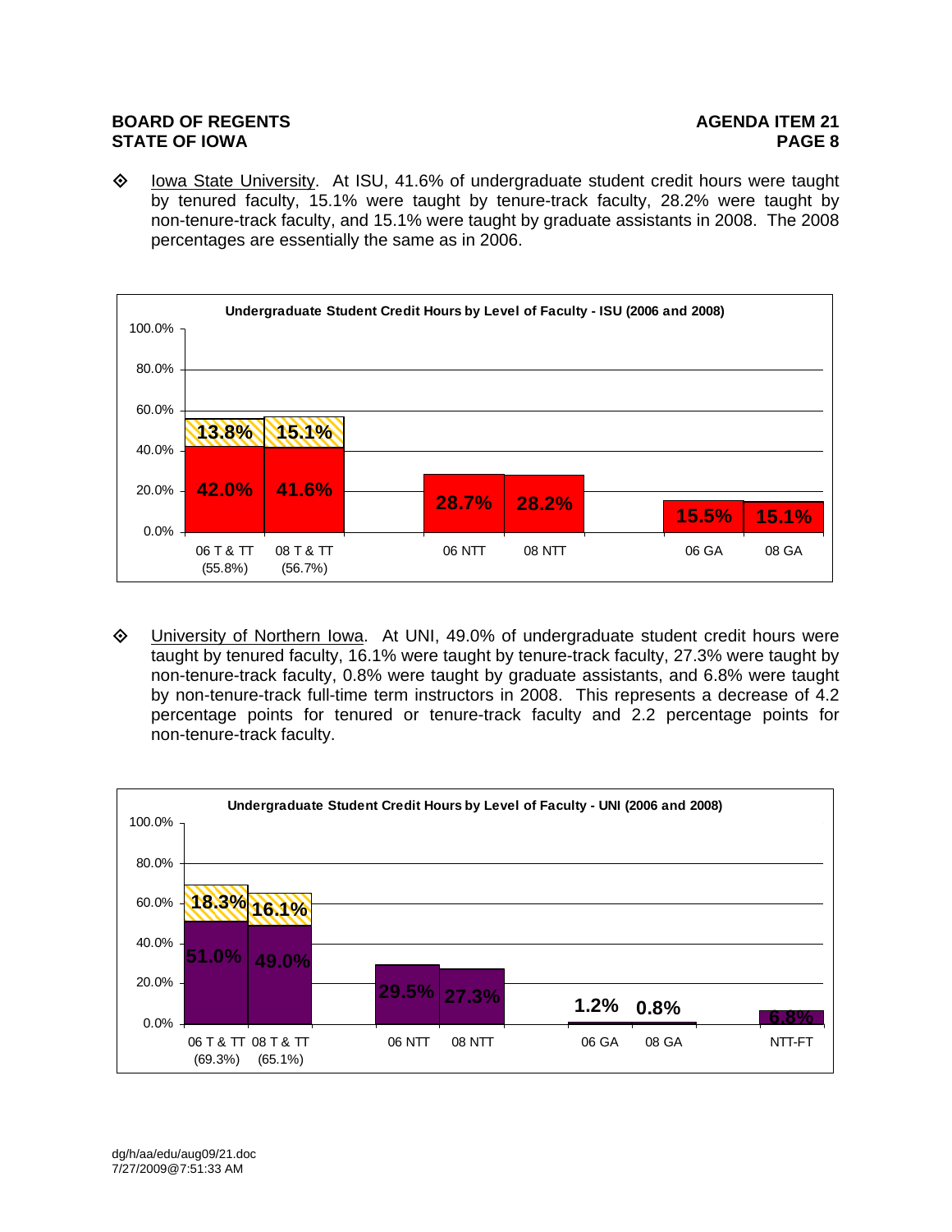- Iowa State University. At ISU, 41.6% of undergraduate student credit hours were taught by tenured faculty, 15.1% were taught by tenure-track faculty, 28.2% were taught by non-tenure-track faculty, and 15.1% were taught by graduate assistants in 2008. The 2008 percentages are essentially the same as in 2006.

**Undergraduate Student Credit Hours by Level of Faculty - ISU (2006 and 2008)**

| | 06 T & TT (55.8%) | 08 T & TT (56.7%) | 06 NTT | 08 NTT | 06 GA | 08 GA |
|---|---|---|---|---|---|---|
| Tenured | 42.0% | 41.6% | | | | |
| Tenure-track | 13.8% | 15.1% | | | | |
| NTT | | | 28.7% | 28.2% | | |
| GA | | | | | 15.5% | 15.1% |

- University of Northern Iowa. At UNI, 49.0% of undergraduate student credit hours were taught by tenured faculty, 16.1% were taught by tenure-track faculty, 27.3% were taught by non-tenure-track faculty, 0.8% were taught by graduate assistants, and 6.8% were taught by non-tenure-track full-time term instructors in 2008. This represents a decrease of 4.2 percentage points for tenured or tenure-track faculty and 2.2 percentage points for non-tenure-track faculty.

**Undergraduate Student Credit Hours by Level of Faculty - UNI (2006 and 2008)**

| | 06 T & TT (69.3%) | 08 T & TT (65.1%) | 06 NTT | 08 NTT | 06 GA | 08 GA | NTT-FT |
|---|---|---|---|---|---|---|---|
| Tenured | 51.0% | 49.0% | | | | | |
| Tenure-track | 18.3% | 16.1% | | | | | |
| NTT | | | 29.5% | 27.3% | | | |
| GA | | | | | 1.2% | 0.8% | |
| NTT-FT | | | | | | | 6.8% |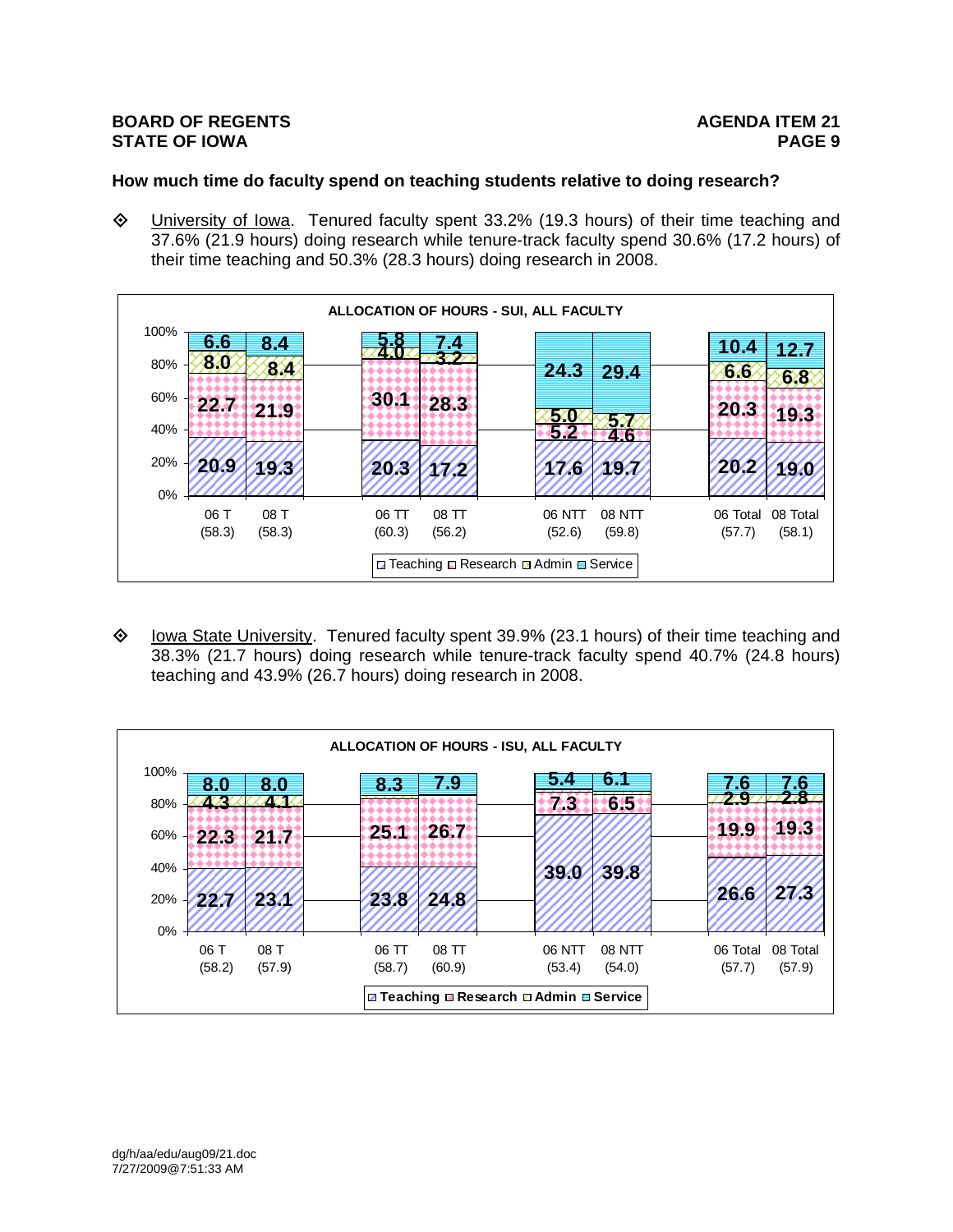## How much time do faculty spend on teaching students relative to doing research?

- University of Iowa. Tenured faculty spent 33.2% (19.3 hours) of their time teaching and 37.6% (21.9 hours) doing research while tenure-track faculty spend 30.6% (17.2 hours) of their time teaching and 50.3% (28.3 hours) doing research in 2008.

**ALLOCATION OF HOURS - SUI, ALL FACULTY**

| | 06 T (58.3) | 08 T (58.3) | 06 TT (60.3) | 08 TT (56.2) | 06 NTT (52.6) | 08 NTT (59.8) | 06 Total (57.7) | 08 Total (58.1) |
|---|---|---|---|---|---|---|---|---|
| Teaching | 20.9 | 19.3 | 20.3 | 17.2 | 17.6 | 19.7 | 20.2 | 19.0 |
| Research | 22.7 | 21.9 | 30.1 | 28.3 | 5.2 | 4.6 | 20.3 | 19.3 |
| Admin | 8.0 | 8.4 | 4.0 | 3.2 | 5.0 | 5.7 | 6.6 | 6.8 |
| Service | 6.6 | 8.4 | 5.8 | 7.4 | 24.3 | 29.4 | 10.4 | 12.7 |

- Iowa State University. Tenured faculty spent 39.9% (23.1 hours) of their time teaching and 38.3% (21.7 hours) doing research while tenure-track faculty spend 40.7% (24.8 hours) teaching and 43.9% (26.7 hours) doing research in 2008.

**ALLOCATION OF HOURS - ISU, ALL FACULTY**

| | 06 T (58.2) | 08 T (57.9) | 06 TT (58.7) | 08 TT (60.9) | 06 NTT (53.4) | 08 NTT (54.0) | 06 Total (57.7) | 08 Total (57.9) |
|---|---|---|---|---|---|---|---|---|
| Teaching | 22.7 | 23.1 | 23.8 | 24.8 | 39.0 | 39.8 | 26.6 | 27.3 |
| Research | 22.3 | 21.7 | 25.1 | 26.7 | 7.3 | 6.5 | 19.9 | 19.3 |
| Admin | 4.3 | 4.1 | | | | | 2.9 | 2.8 |
| Service | 8.0 | 8.0 | 8.3 | 7.9 | 5.4 | 6.1 | 7.6 | 7.6 |

dg/h/aa/edu/aug09/21.doc
7/27/2009@7:51:33 AM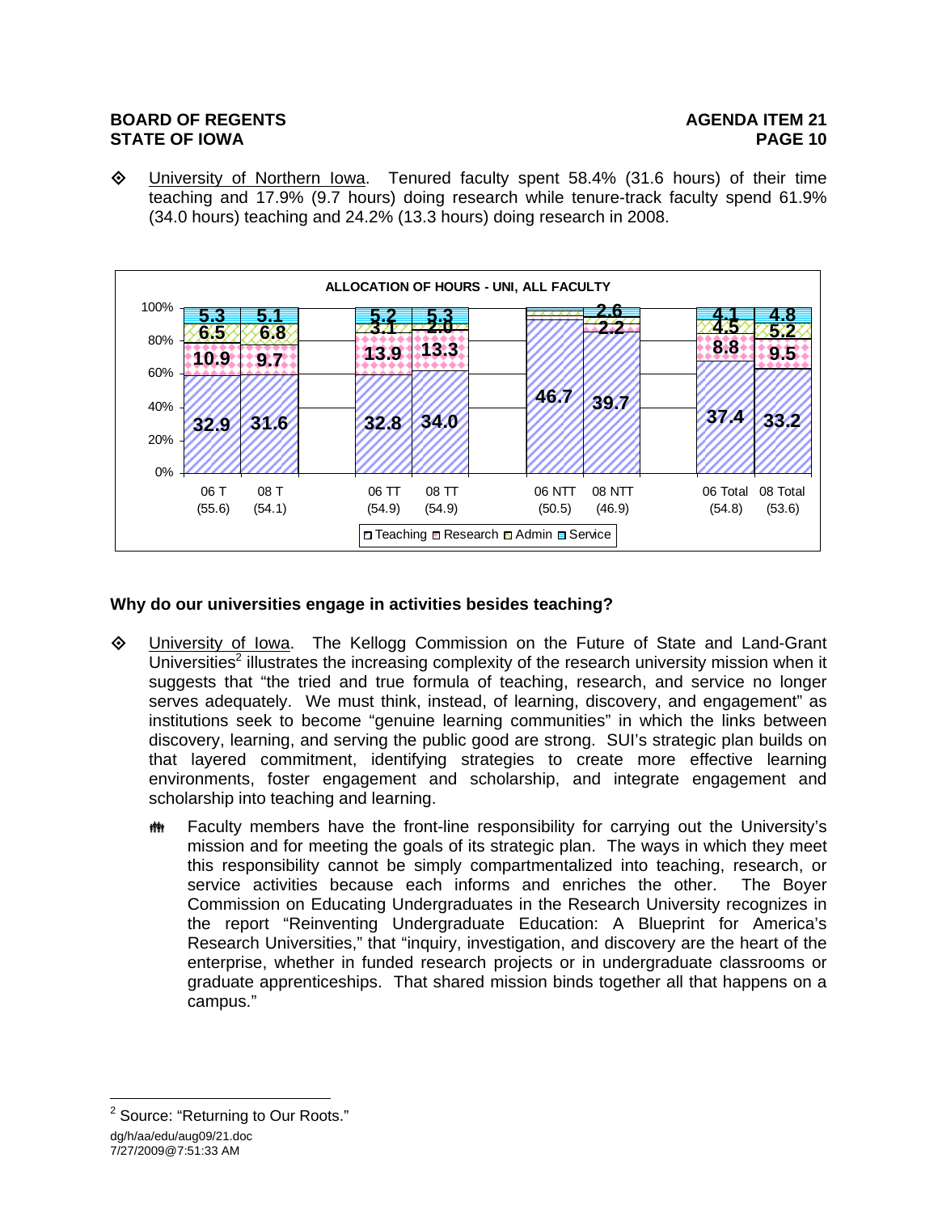- University of Northern Iowa. Tenured faculty spent 58.4% (31.6 hours) of their time teaching and 17.9% (9.7 hours) doing research while tenure-track faculty spend 61.9% (34.0 hours) teaching and 24.2% (13.3 hours) doing research in 2008.

**ALLOCATION OF HOURS - UNI, ALL FACULTY**

| | 06 T (55.6) | 08 T (54.1) | 06 TT (54.9) | 08 TT (54.9) | 06 NTT (50.5) | 08 NTT (46.9) | 06 Total (54.8) | 08 Total (53.6) |
|---|---|---|---|---|---|---|---|---|
| Teaching | 32.9 | 31.6 | 32.8 | 34.0 | 46.7 | 39.7 | 37.4 | 33.2 |
| Research | 10.9 | 9.7 | 13.9 | 13.3 | | | 8.8 | 9.5 |
| Admin | 6.5 | 6.8 | 3.1 | 2.0 | | 2.2 | 4.5 | 5.2 |
| Service | 5.3 | 5.1 | 5.2 | 5.3 | | 2.6 | 4.1 | 4.8 |

### Why do our universities engage in activities besides teaching?

- University of Iowa. The Kellogg Commission on the Future of State and Land-Grant Universities[2] illustrates the increasing complexity of the research university mission when it suggests that "the tried and true formula of teaching, research, and service no longer serves adequately. We must think, instead, of learning, discovery, and engagement" as institutions seek to become "genuine learning communities" in which the links between discovery, learning, and serving the public good are strong. SUI's strategic plan builds on that layered commitment, identifying strategies to create more effective learning environments, foster engagement and scholarship, and integrate engagement and scholarship into teaching and learning.

  - Faculty members have the front-line responsibility for carrying out the University's mission and for meeting the goals of its strategic plan. The ways in which they meet this responsibility cannot be simply compartmentalized into teaching, research, or service activities because each informs and enriches the other. The Boyer Commission on Educating Undergraduates in the Research University recognizes in the report "Reinventing Undergraduate Education: A Blueprint for America's Research Universities," that "inquiry, investigation, and discovery are the heart of the enterprise, whether in funded research projects or in undergraduate classrooms or graduate apprenticeships. That shared mission binds together all that happens on a campus."

[2] Source: "Returning to Our Roots."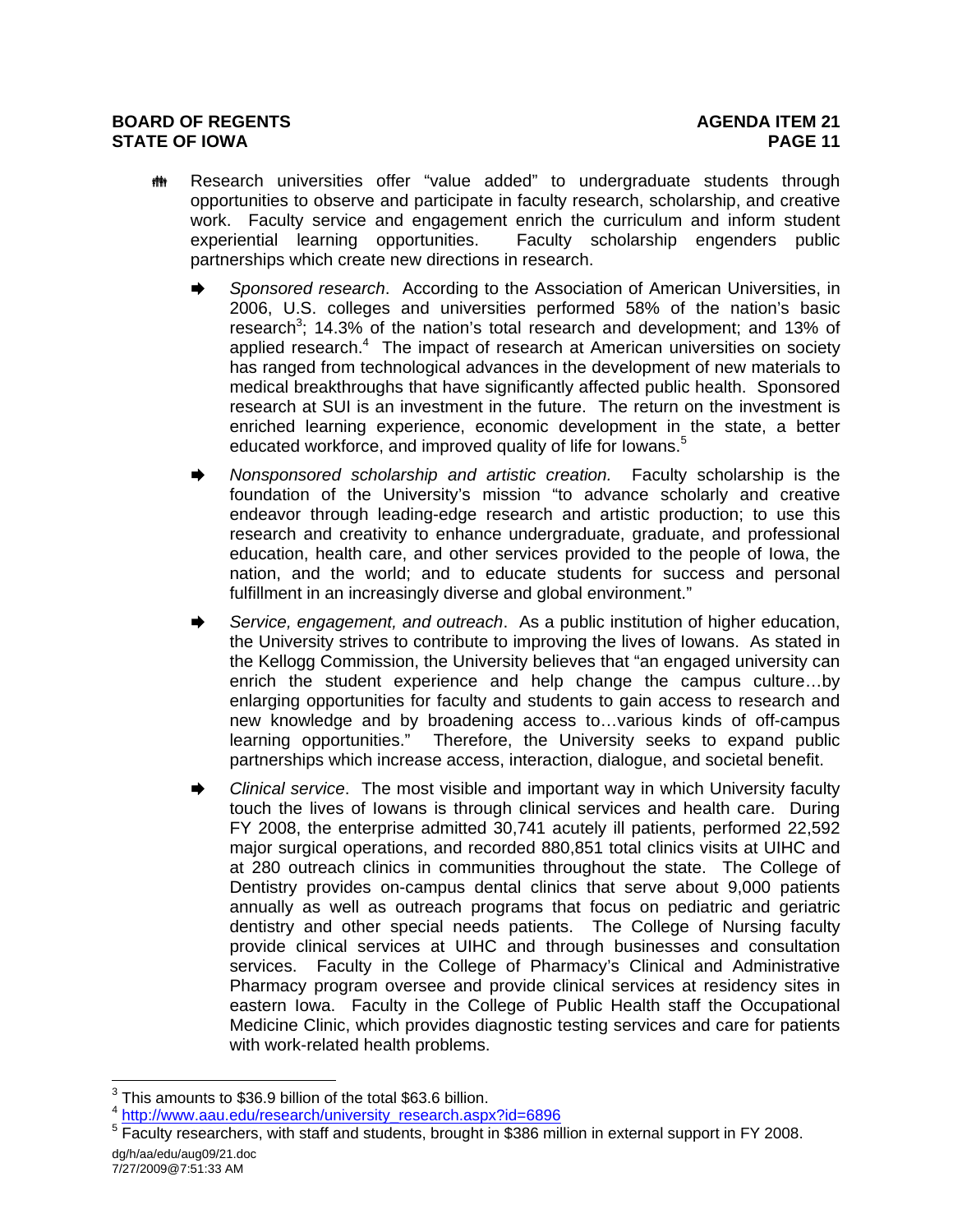- Research universities offer "value added" to undergraduate students through opportunities to observe and participate in faculty research, scholarship, and creative work. Faculty service and engagement enrich the curriculum and inform student experiential learning opportunities. Faculty scholarship engenders public partnerships which create new directions in research.

  - *Sponsored research*. According to the Association of American Universities, in 2006, U.S. colleges and universities performed 58% of the nation's basic research[3]; 14.3% of the nation's total research and development; and 13% of applied research.[4] The impact of research at American universities on society has ranged from technological advances in the development of new materials to medical breakthroughs that have significantly affected public health. Sponsored research at SUI is an investment in the future. The return on the investment is enriched learning experience, economic development in the state, a better educated workforce, and improved quality of life for Iowans.[5]

  - *Nonsponsored scholarship and artistic creation.* Faculty scholarship is the foundation of the University's mission "to advance scholarly and creative endeavor through leading-edge research and artistic production; to use this research and creativity to enhance undergraduate, graduate, and professional education, health care, and other services provided to the people of Iowa, the nation, and the world; and to educate students for success and personal fulfillment in an increasingly diverse and global environment."

  - *Service, engagement, and outreach*. As a public institution of higher education, the University strives to contribute to improving the lives of Iowans. As stated in the Kellogg Commission, the University believes that "an engaged university can enrich the student experience and help change the campus culture…by enlarging opportunities for faculty and students to gain access to research and new knowledge and by broadening access to…various kinds of off-campus learning opportunities." Therefore, the University seeks to expand public partnerships which increase access, interaction, dialogue, and societal benefit.

  - *Clinical service*. The most visible and important way in which University faculty touch the lives of Iowans is through clinical services and health care. During FY 2008, the enterprise admitted 30,741 acutely ill patients, performed 22,592 major surgical operations, and recorded 880,851 total clinics visits at UIHC and at 280 outreach clinics in communities throughout the state. The College of Dentistry provides on-campus dental clinics that serve about 9,000 patients annually as well as outreach programs that focus on pediatric and geriatric dentistry and other special needs patients. The College of Nursing faculty provide clinical services at UIHC and through businesses and consultation services. Faculty in the College of Pharmacy's Clinical and Administrative Pharmacy program oversee and provide clinical services at residency sites in eastern Iowa. Faculty in the College of Public Health staff the Occupational Medicine Clinic, which provides diagnostic testing services and care for patients with work-related health problems.

---

[3] This amounts to $36.9 billion of the total $63.6 billion.

[4] http://www.aau.edu/research/university_research.aspx?id=6896

[5] Faculty researchers, with staff and students, brought in $386 million in external support in FY 2008.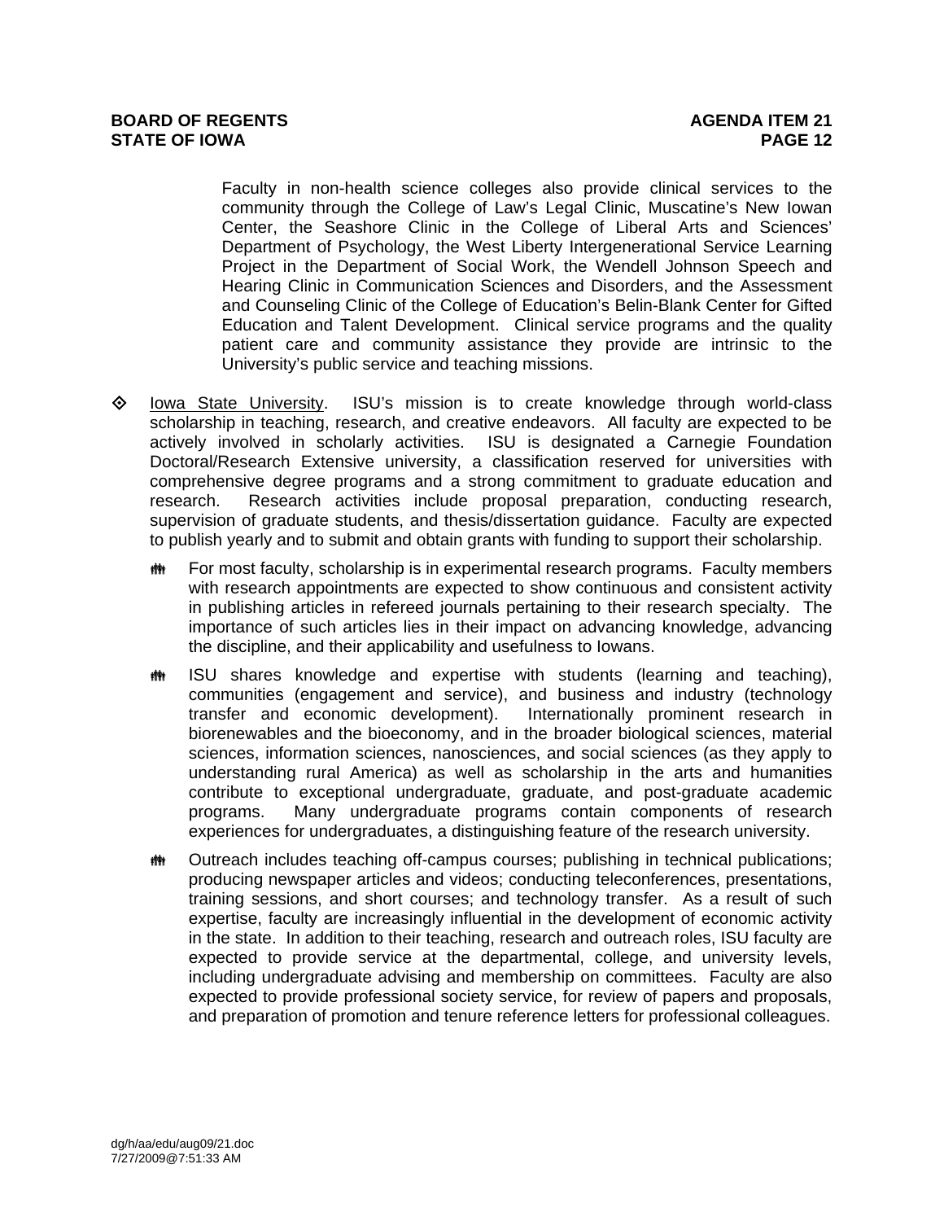Faculty in non-health science colleges also provide clinical services to the community through the College of Law's Legal Clinic, Muscatine's New Iowan Center, the Seashore Clinic in the College of Liberal Arts and Sciences' Department of Psychology, the West Liberty Intergenerational Service Learning Project in the Department of Social Work, the Wendell Johnson Speech and Hearing Clinic in Communication Sciences and Disorders, and the Assessment and Counseling Clinic of the College of Education's Belin-Blank Center for Gifted Education and Talent Development. Clinical service programs and the quality patient care and community assistance they provide are intrinsic to the University's public service and teaching missions.

- Iowa State University. ISU's mission is to create knowledge through world-class scholarship in teaching, research, and creative endeavors. All faculty are expected to be actively involved in scholarly activities. ISU is designated a Carnegie Foundation Doctoral/Research Extensive university, a classification reserved for universities with comprehensive degree programs and a strong commitment to graduate education and research. Research activities include proposal preparation, conducting research, supervision of graduate students, and thesis/dissertation guidance. Faculty are expected to publish yearly and to submit and obtain grants with funding to support their scholarship.

  - For most faculty, scholarship is in experimental research programs. Faculty members with research appointments are expected to show continuous and consistent activity in publishing articles in refereed journals pertaining to their research specialty. The importance of such articles lies in their impact on advancing knowledge, advancing the discipline, and their applicability and usefulness to Iowans.

  - ISU shares knowledge and expertise with students (learning and teaching), communities (engagement and service), and business and industry (technology transfer and economic development). Internationally prominent research in biorenewables and the bioeconomy, and in the broader biological sciences, material sciences, information sciences, nanosciences, and social sciences (as they apply to understanding rural America) as well as scholarship in the arts and humanities contribute to exceptional undergraduate, graduate, and post-graduate academic programs. Many undergraduate programs contain components of research experiences for undergraduates, a distinguishing feature of the research university.

  - Outreach includes teaching off-campus courses; publishing in technical publications; producing newspaper articles and videos; conducting teleconferences, presentations, training sessions, and short courses; and technology transfer. As a result of such expertise, faculty are increasingly influential in the development of economic activity in the state. In addition to their teaching, research and outreach roles, ISU faculty are expected to provide service at the departmental, college, and university levels, including undergraduate advising and membership on committees. Faculty are also expected to provide professional society service, for review of papers and proposals, and preparation of promotion and tenure reference letters for professional colleagues.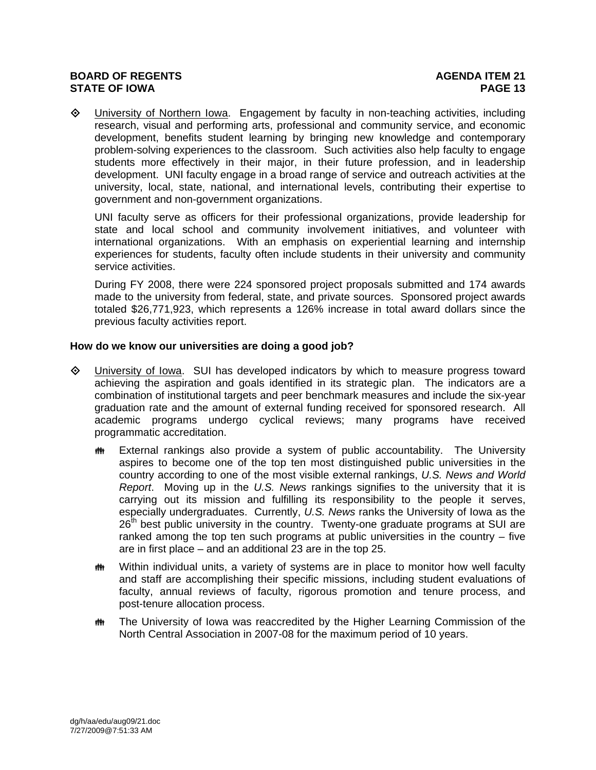- University of Northern Iowa. Engagement by faculty in non-teaching activities, including research, visual and performing arts, professional and community service, and economic development, benefits student learning by bringing new knowledge and contemporary problem-solving experiences to the classroom. Such activities also help faculty to engage students more effectively in their major, in their future profession, and in leadership development. UNI faculty engage in a broad range of service and outreach activities at the university, local, state, national, and international levels, contributing their expertise to government and non-government organizations.

  UNI faculty serve as officers for their professional organizations, provide leadership for state and local school and community involvement initiatives, and volunteer with international organizations. With an emphasis on experiential learning and internship experiences for students, faculty often include students in their university and community service activities.

  During FY 2008, there were 224 sponsored project proposals submitted and 174 awards made to the university from federal, state, and private sources. Sponsored project awards totaled $26,771,923, which represents a 126% increase in total award dollars since the previous faculty activities report.

**How do we know our universities are doing a good job?**

- University of Iowa. SUI has developed indicators by which to measure progress toward achieving the aspiration and goals identified in its strategic plan. The indicators are a combination of institutional targets and peer benchmark measures and include the six-year graduation rate and the amount of external funding received for sponsored research. All academic programs undergo cyclical reviews; many programs have received programmatic accreditation.

  - External rankings also provide a system of public accountability. The University aspires to become one of the top ten most distinguished public universities in the country according to one of the most visible external rankings, *U.S. News and World Report*. Moving up in the *U.S. News* rankings signifies to the university that it is carrying out its mission and fulfilling its responsibility to the people it serves, especially undergraduates. Currently, *U.S. News* ranks the University of Iowa as the 26th best public university in the country. Twenty-one graduate programs at SUI are ranked among the top ten such programs at public universities in the country – five are in first place – and an additional 23 are in the top 25.

  - Within individual units, a variety of systems are in place to monitor how well faculty and staff are accomplishing their specific missions, including student evaluations of faculty, annual reviews of faculty, rigorous promotion and tenure process, and post-tenure allocation process.

  - The University of Iowa was reaccredited by the Higher Learning Commission of the North Central Association in 2007-08 for the maximum period of 10 years.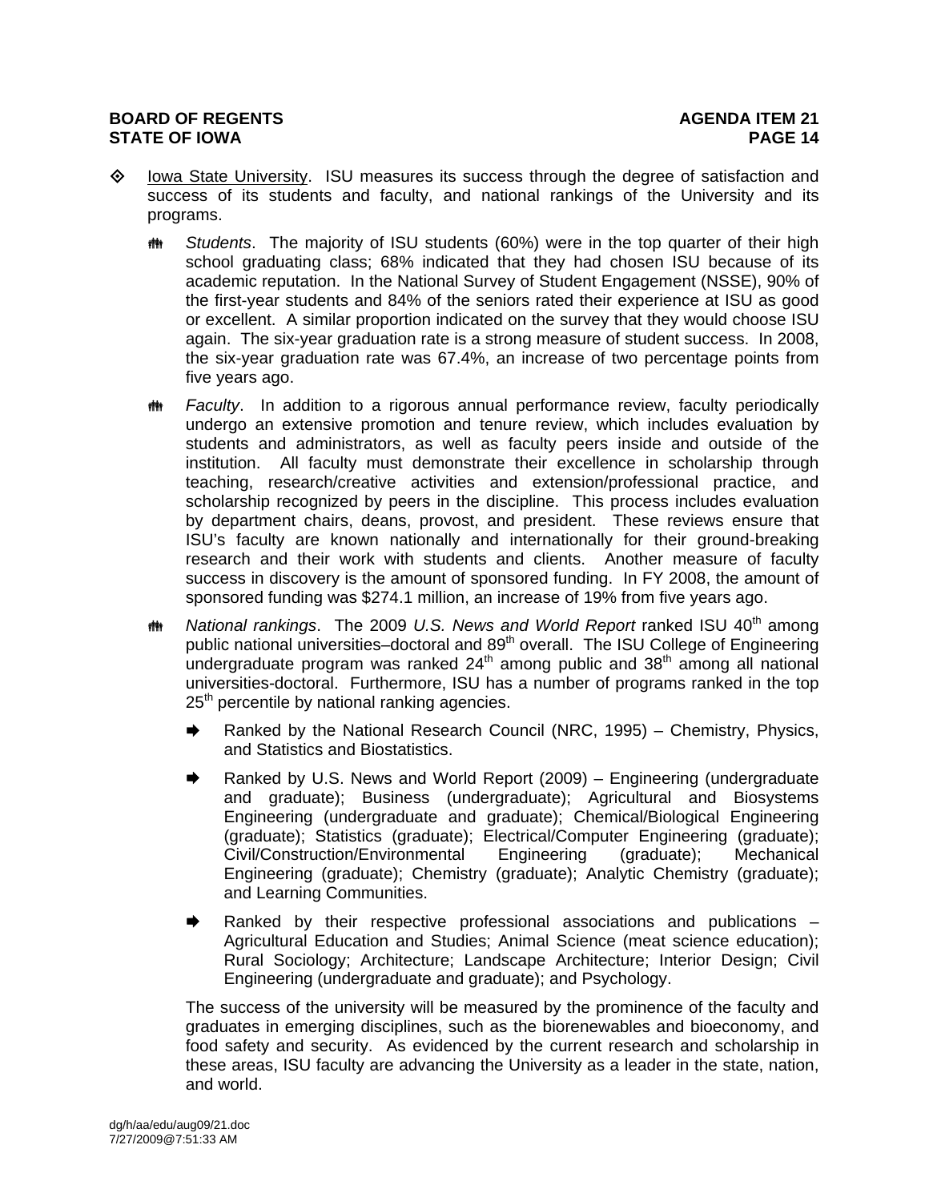- Iowa State University. ISU measures its success through the degree of satisfaction and success of its students and faculty, and national rankings of the University and its programs.

  - *Students*. The majority of ISU students (60%) were in the top quarter of their high school graduating class; 68% indicated that they had chosen ISU because of its academic reputation. In the National Survey of Student Engagement (NSSE), 90% of the first-year students and 84% of the seniors rated their experience at ISU as good or excellent. A similar proportion indicated on the survey that they would choose ISU again. The six-year graduation rate is a strong measure of student success. In 2008, the six-year graduation rate was 67.4%, an increase of two percentage points from five years ago.

  - *Faculty*. In addition to a rigorous annual performance review, faculty periodically undergo an extensive promotion and tenure review, which includes evaluation by students and administrators, as well as faculty peers inside and outside of the institution. All faculty must demonstrate their excellence in scholarship through teaching, research/creative activities and extension/professional practice, and scholarship recognized by peers in the discipline. This process includes evaluation by department chairs, deans, provost, and president. These reviews ensure that ISU's faculty are known nationally and internationally for their ground-breaking research and their work with students and clients. Another measure of faculty success in discovery is the amount of sponsored funding. In FY 2008, the amount of sponsored funding was $274.1 million, an increase of 19% from five years ago.

  - *National rankings*. The 2009 *U.S. News and World Report* ranked ISU 40th among public national universities–doctoral and 89th overall. The ISU College of Engineering undergraduate program was ranked 24th among public and 38th among all national universities-doctoral. Furthermore, ISU has a number of programs ranked in the top 25th percentile by national ranking agencies.

    - Ranked by the National Research Council (NRC, 1995) – Chemistry, Physics, and Statistics and Biostatistics.
    - Ranked by U.S. News and World Report (2009) – Engineering (undergraduate and graduate); Business (undergraduate); Agricultural and Biosystems Engineering (undergraduate and graduate); Chemical/Biological Engineering (graduate); Statistics (graduate); Electrical/Computer Engineering (graduate); Civil/Construction/Environmental Engineering (graduate); Mechanical Engineering (graduate); Chemistry (graduate); Analytic Chemistry (graduate); and Learning Communities.
    - Ranked by their respective professional associations and publications – Agricultural Education and Studies; Animal Science (meat science education); Rural Sociology; Architecture; Landscape Architecture; Interior Design; Civil Engineering (undergraduate and graduate); and Psychology.

  The success of the university will be measured by the prominence of the faculty and graduates in emerging disciplines, such as the biorenewables and bioeconomy, and food safety and security. As evidenced by the current research and scholarship in these areas, ISU faculty are advancing the University as a leader in the state, nation, and world.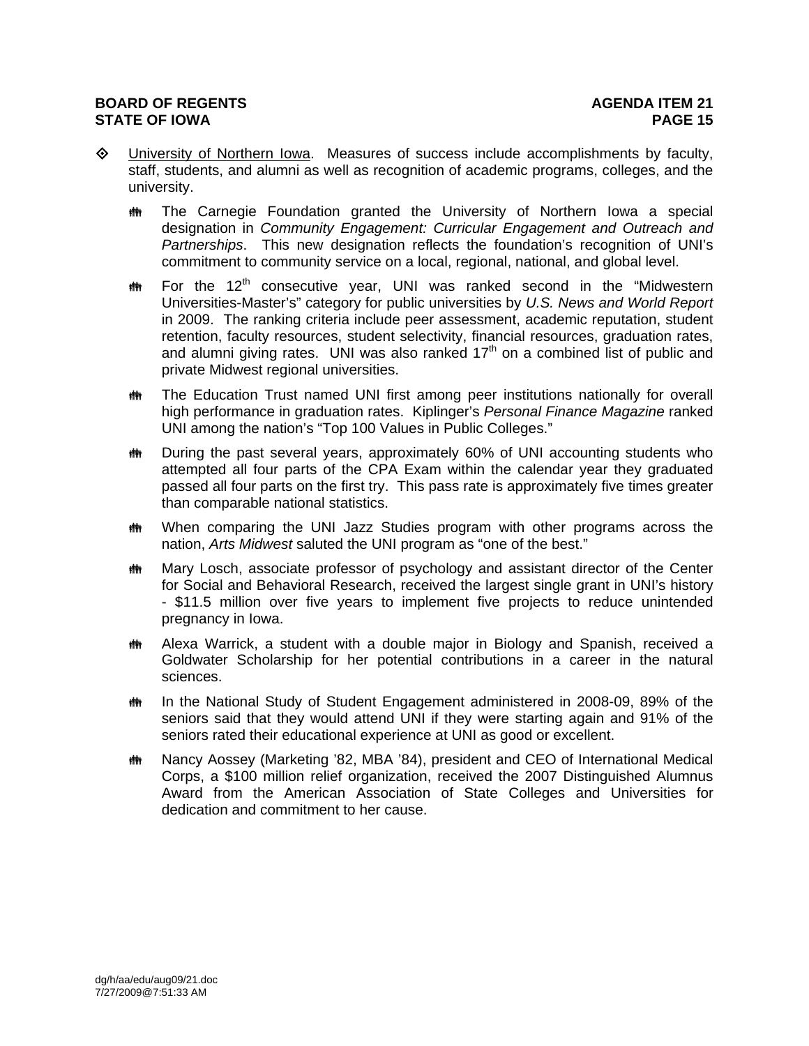- University of Northern Iowa. Measures of success include accomplishments by faculty, staff, students, and alumni as well as recognition of academic programs, colleges, and the university.

  - The Carnegie Foundation granted the University of Northern Iowa a special designation in *Community Engagement: Curricular Engagement and Outreach and Partnerships*. This new designation reflects the foundation's recognition of UNI's commitment to community service on a local, regional, national, and global level.

  - For the 12th consecutive year, UNI was ranked second in the "Midwestern Universities-Master's" category for public universities by *U.S. News and World Report* in 2009. The ranking criteria include peer assessment, academic reputation, student retention, faculty resources, student selectivity, financial resources, graduation rates, and alumni giving rates. UNI was also ranked 17th on a combined list of public and private Midwest regional universities.

  - The Education Trust named UNI first among peer institutions nationally for overall high performance in graduation rates. Kiplinger's *Personal Finance Magazine* ranked UNI among the nation's "Top 100 Values in Public Colleges."

  - During the past several years, approximately 60% of UNI accounting students who attempted all four parts of the CPA Exam within the calendar year they graduated passed all four parts on the first try. This pass rate is approximately five times greater than comparable national statistics.

  - When comparing the UNI Jazz Studies program with other programs across the nation, *Arts Midwest* saluted the UNI program as "one of the best."

  - Mary Losch, associate professor of psychology and assistant director of the Center for Social and Behavioral Research, received the largest single grant in UNI's history - $11.5 million over five years to implement five projects to reduce unintended pregnancy in Iowa.

  - Alexa Warrick, a student with a double major in Biology and Spanish, received a Goldwater Scholarship for her potential contributions in a career in the natural sciences.

  - In the National Study of Student Engagement administered in 2008-09, 89% of the seniors said that they would attend UNI if they were starting again and 91% of the seniors rated their educational experience at UNI as good or excellent.

  - Nancy Aossey (Marketing '82, MBA '84), president and CEO of International Medical Corps, a $100 million relief organization, received the 2007 Distinguished Alumnus Award from the American Association of State Colleges and Universities for dedication and commitment to her cause.

dg/h/aa/edu/aug09/21.doc
7/27/2009@7:51:33 AM